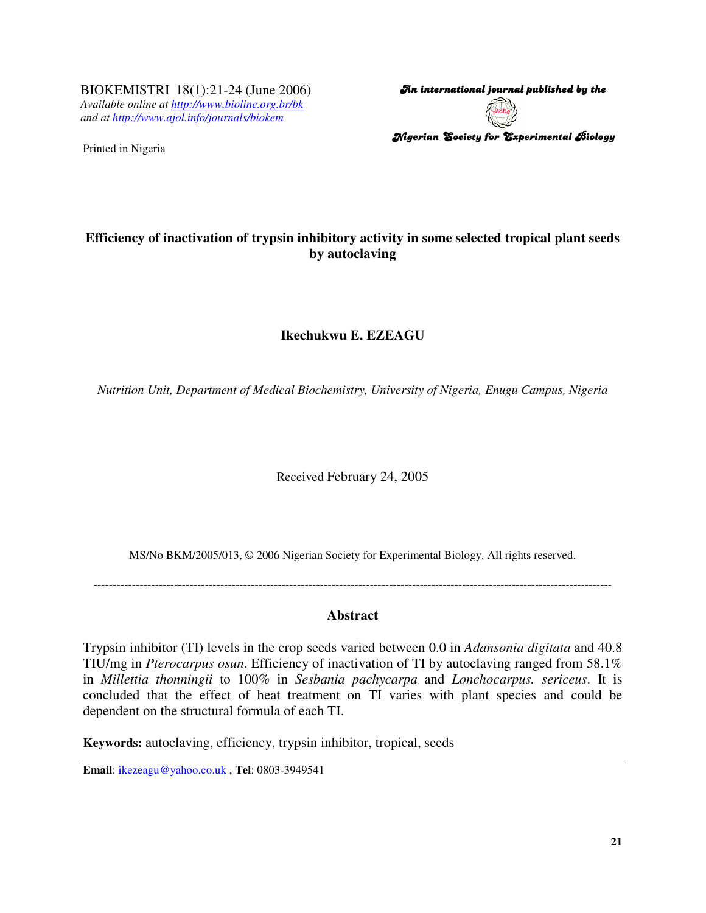BIOKEMISTRI 18(1):21-24 (June 2006)
*Available online at http://www.bioline.org.br/bk*
*and at http://www.ajol.info/journals/biokem*

Printed in Nigeria

*An international journal published by the*

*Nigerian Society for Experimental Biology*

# Efficiency of inactivation of trypsin inhibitory activity in some selected tropical plant seeds by autoclaving

**Ikechukwu E. EZEAGU**

*Nutrition Unit, Department of Medical Biochemistry, University of Nigeria, Enugu Campus, Nigeria*

Received February 24, 2005

MS/No BKM/2005/013, © 2006 Nigerian Society for Experimental Biology. All rights reserved.

---

## Abstract

Trypsin inhibitor (TI) levels in the crop seeds varied between 0.0 in *Adansonia digitata* and 40.8 TIU/mg in *Pterocarpus osun*. Efficiency of inactivation of TI by autoclaving ranged from 58.1% in *Millettia thonningii* to 100% in *Sesbania pachycarpa* and *Lonchocarpus. sericeus*. It is concluded that the effect of heat treatment on TI varies with plant species and could be dependent on the structural formula of each TI.

**Keywords:** autoclaving, efficiency, trypsin inhibitor, tropical, seeds

---

**Email**: ikezeagu@yahoo.co.uk , **Tel**: 0803-3949541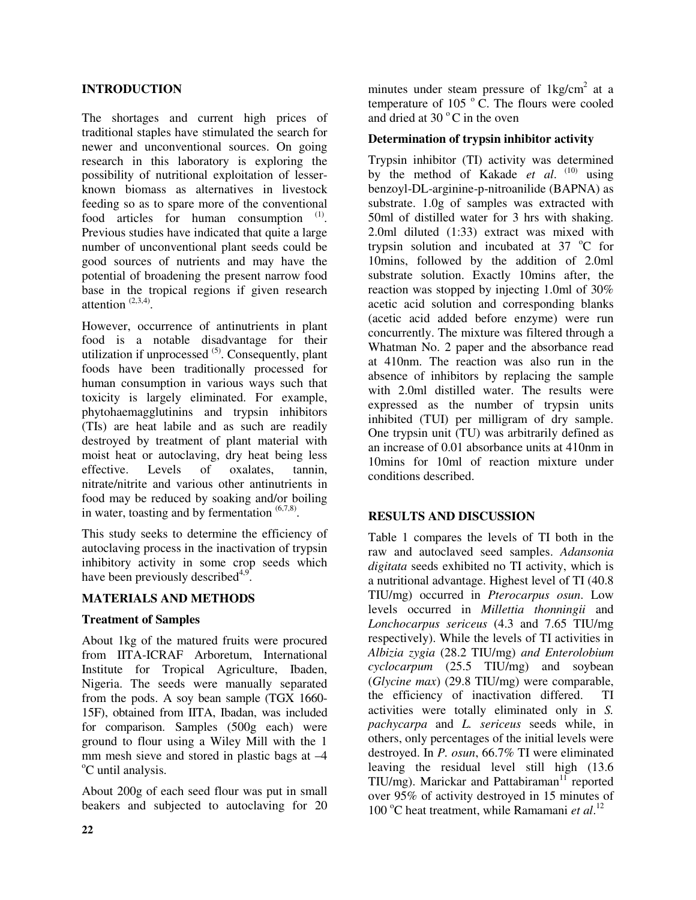## INTRODUCTION

The shortages and current high prices of traditional staples have stimulated the search for newer and unconventional sources. On going research in this laboratory is exploring the possibility of nutritional exploitation of lesser-known biomass as alternatives in livestock feeding so as to spare more of the conventional food articles for human consumption [(1)]. Previous studies have indicated that quite a large number of unconventional plant seeds could be good sources of nutrients and may have the potential of broadening the present narrow food base in the tropical regions if given research attention [(2,3,4)].

However, occurrence of antinutrients in plant food is a notable disadvantage for their utilization if unprocessed [(5)]. Consequently, plant foods have been traditionally processed for human consumption in various ways such that toxicity is largely eliminated. For example, phytohaemagglutinins and trypsin inhibitors (TIs) are heat labile and as such are readily destroyed by treatment of plant material with moist heat or autoclaving, dry heat being less effective. Levels of oxalates, tannin, nitrate/nitrite and various other antinutrients in food may be reduced by soaking and/or boiling in water, toasting and by fermentation [(6,7,8)].

This study seeks to determine the efficiency of autoclaving process in the inactivation of trypsin inhibitory activity in some crop seeds which have been previously described[4,9].

## MATERIALS AND METHODS

### Treatment of Samples

About 1kg of the matured fruits were procured from IITA-ICRAF Arboretum, International Institute for Tropical Agriculture, Ibaden, Nigeria. The seeds were manually separated from the pods. A soy bean sample (TGX 1660-15F), obtained from IITA, Ibadan, was included for comparison. Samples (500g each) were ground to flour using a Wiley Mill with the 1 mm mesh sieve and stored in plastic bags at –4 °C until analysis.

About 200g of each seed flour was put in small beakers and subjected to autoclaving for 20 minutes under steam pressure of 1kg/cm$^2$ at a temperature of 105 °C. The flours were cooled and dried at 30 °C in the oven

### Determination of trypsin inhibitor activity

Trypsin inhibitor (TI) activity was determined by the method of Kakade *et al*. [(10)] using benzoyl-DL-arginine-p-nitroanilide (BAPNA) as substrate. 1.0g of samples was extracted with 50ml of distilled water for 3 hrs with shaking. 2.0ml diluted (1:33) extract was mixed with trypsin solution and incubated at 37 °C for 10mins, followed by the addition of 2.0ml substrate solution. Exactly 10mins after, the reaction was stopped by injecting 1.0ml of 30% acetic acid solution and corresponding blanks (acetic acid added before enzyme) were run concurrently. The mixture was filtered through a Whatman No. 2 paper and the absorbance read at 410nm. The reaction was also run in the absence of inhibitors by replacing the sample with 2.0ml distilled water. The results were expressed as the number of trypsin units inhibited (TUI) per milligram of dry sample. One trypsin unit (TU) was arbitrarily defined as an increase of 0.01 absorbance units at 410nm in 10mins for 10ml of reaction mixture under conditions described.

## RESULTS AND DISCUSSION

Table 1 compares the levels of TI both in the raw and autoclaved seed samples. *Adansonia digitata* seeds exhibited no TI activity, which is a nutritional advantage. Highest level of TI (40.8 TIU/mg) occurred in *Pterocarpus osun*. Low levels occurred in *Millettia thonningii* and *Lonchocarpus sericeus* (4.3 and 7.65 TIU/mg respectively). While the levels of TI activities in *Albizia zygia* (28.2 TIU/mg) *and Enterolobium cyclocarpum* (25.5 TIU/mg) and soybean (*Glycine max*) (29.8 TIU/mg) were comparable, the efficiency of inactivation differed. TI activities were totally eliminated only in *S. pachycarpa* and *L. sericeus* seeds while, in others, only percentages of the initial levels were destroyed. In *P. osun*, 66.7% TI were eliminated leaving the residual level still high (13.6 TIU/mg). Marickar and Pattabiraman[11] reported over 95% of activity destroyed in 15 minutes of 100 °C heat treatment, while Ramamani *et al*.[12]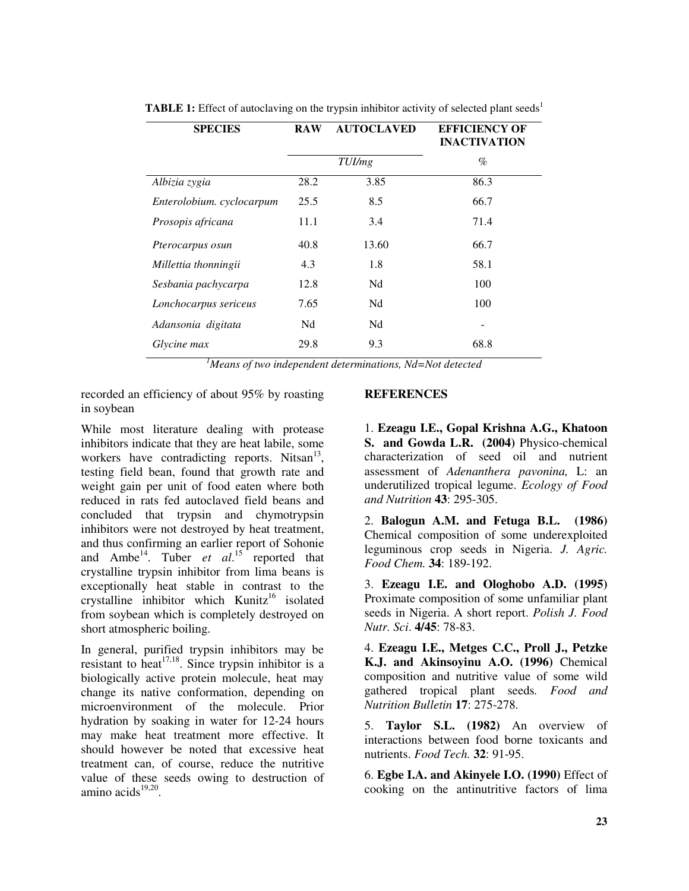**TABLE 1:** Effect of autoclaving on the trypsin inhibitor activity of selected plant seeds[1]

| SPECIES | RAW | AUTOCLAVED | EFFICIENCY OF INACTIVATION |
|---|---|---|---|
| | *TUI/mg* | | % |
| *Albizia zygia* | 28.2 | 3.85 | 86.3 |
| *Enterolobium. cyclocarpum* | 25.5 | 8.5 | 66.7 |
| *Prosopis africana* | 11.1 | 3.4 | 71.4 |
| *Pterocarpus osun* | 40.8 | 13.60 | 66.7 |
| *Millettia thonningii* | 4.3 | 1.8 | 58.1 |
| *Sesbania pachycarpa* | 12.8 | Nd | 100 |
| *Lonchocarpus sericeus* | 7.65 | Nd | 100 |
| *Adansonia digitata* | Nd | Nd | - |
| *Glycine max* | 29.8 | 9.3 | 68.8 |

*[1]Means of two independent determinations, Nd=Not detected*

recorded an efficiency of about 95% by roasting in soybean

While most literature dealing with protease inhibitors indicate that they are heat labile, some workers have contradicting reports. Nitsan[13], testing field bean, found that growth rate and weight gain per unit of food eaten where both reduced in rats fed autoclaved field beans and concluded that trypsin and chymotrypsin inhibitors were not destroyed by heat treatment, and thus confirming an earlier report of Sohonie and Ambe[14]. Tuber *et al*.[15] reported that crystalline trypsin inhibitor from lima beans is exceptionally heat stable in contrast to the crystalline inhibitor which Kunitz[16] isolated from soybean which is completely destroyed on short atmospheric boiling.

In general, purified trypsin inhibitors may be resistant to heat[17,18]. Since trypsin inhibitor is a biologically active protein molecule, heat may change its native conformation, depending on microenvironment of the molecule. Prior hydration by soaking in water for 12-24 hours may make heat treatment more effective. It should however be noted that excessive heat treatment can, of course, reduce the nutritive value of these seeds owing to destruction of amino acids[19,20].

## REFERENCES

1. **Ezeagu I.E., Gopal Krishna A.G., Khatoon S. and Gowda L.R. (2004)** Physico-chemical characterization of seed oil and nutrient assessment of *Adenanthera pavonina,* L: an underutilized tropical legume. *Ecology of Food and Nutrition* **43**: 295-305.

2. **Balogun A.M. and Fetuga B.L. (1986)** Chemical composition of some underexploited leguminous crop seeds in Nigeria. *J. Agric. Food Chem.* **34**: 189-192.

3. **Ezeagu I.E. and Ologhobo A.D. (1995)** Proximate composition of some unfamiliar plant seeds in Nigeria. A short report. *Polish J. Food Nutr. Sci*. **4/45**: 78-83.

4. **Ezeagu I.E., Metges C.C., Proll J., Petzke K.J. and Akinsoyinu A.O. (1996)** Chemical composition and nutritive value of some wild gathered tropical plant seeds. *Food and Nutrition Bulletin* **17**: 275-278.

5. **Taylor S.L. (1982)** An overview of interactions between food borne toxicants and nutrients. *Food Tech.* **32**: 91-95.

6. **Egbe I.A. and Akinyele I.O. (1990)** Effect of cooking on the antinutritive factors of lima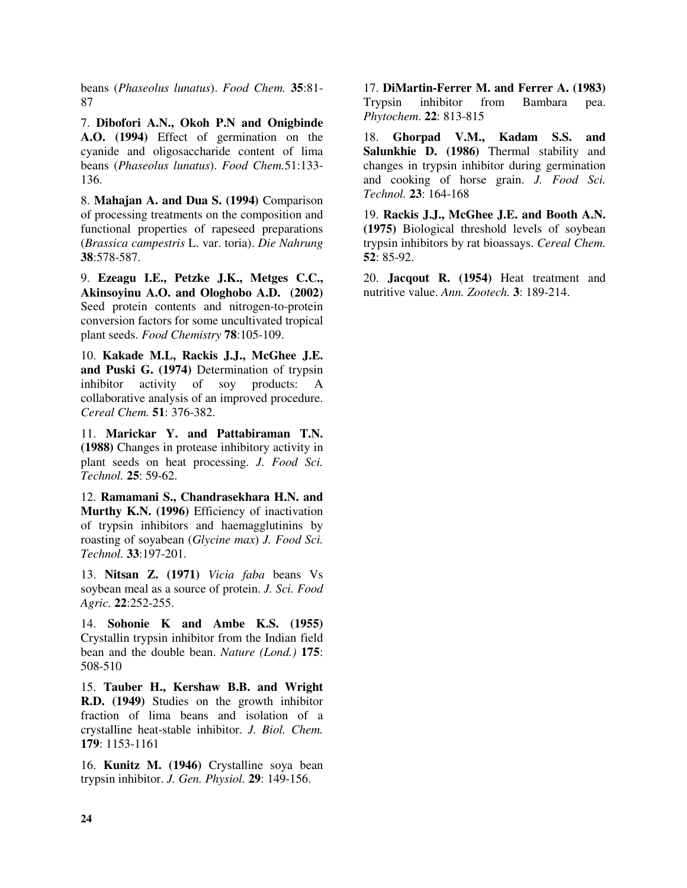beans (*Phaseolus lunatus*). *Food Chem.* **35**:81-87

7. **Dibofori A.N., Okoh P.N and Onigbinde A.O. (1994)** Effect of germination on the cyanide and oligosaccharide content of lima beans (*Phaseolus lunatus*). *Food Chem.*51:133-136.

8. **Mahajan A. and Dua S. (1994)** Comparison of processing treatments on the composition and functional properties of rapeseed preparations (*Brassica campestris* L. var. toria). *Die Nahrung* **38**:578-587.

9. **Ezeagu I.E., Petzke J.K., Metges C.C., Akinsoyinu A.O. and Ologhobo A.D. (2002)** Seed protein contents and nitrogen-to-protein conversion factors for some uncultivated tropical plant seeds. *Food Chemistry* **78**:105-109.

10. **Kakade M.L, Rackis J.J., McGhee J.E. and Puski G. (1974)** Determination of trypsin inhibitor activity of soy products: A collaborative analysis of an improved procedure. *Cereal Chem.* **51**: 376-382.

11. **Marickar Y. and Pattabiraman T.N. (1988)** Changes in protease inhibitory activity in plant seeds on heat processing. *J. Food Sci. Technol.* **25**: 59-62.

12. **Ramamani S., Chandrasekhara H.N. and Murthy K.N. (1996)** Efficiency of inactivation of trypsin inhibitors and haemagglutinins by roasting of soyabean (*Glycine max*) *J. Food Sci. Technol.* **33**:197-201.

13. **Nitsan Z. (1971)** *Vicia faba* beans Vs soybean meal as a source of protein. *J. Sci. Food Agric.* **22**:252-255.

14. **Sohonie K and Ambe K.S. (1955)** Crystallin trypsin inhibitor from the Indian field bean and the double bean. *Nature (Lond.)* **175**: 508-510

15. **Tauber H., Kershaw B.B. and Wright R.D. (1949)** Studies on the growth inhibitor fraction of lima beans and isolation of a crystalline heat-stable inhibitor. *J. Biol. Chem.* **179**: 1153-1161

16. **Kunitz M. (1946)** Crystalline soya bean trypsin inhibitor. *J. Gen. Physiol.* **29**: 149-156.

17. **DiMartin-Ferrer M. and Ferrer A. (1983)** Trypsin inhibitor from Bambara pea. *Phytochem.* **22**: 813-815

18. **Ghorpad V.M., Kadam S.S. and Salunkhie D. (1986)** Thermal stability and changes in trypsin inhibitor during germination and cooking of horse grain. *J. Food Sci. Technol.* **23**: 164-168

19. **Rackis J.J., McGhee J.E. and Booth A.N. (1975)** Biological threshold levels of soybean trypsin inhibitors by rat bioassays. *Cereal Chem.* **52**: 85-92.

20. **Jacqout R. (1954)** Heat treatment and nutritive value. *Ann. Zootech.* **3**: 189-214.